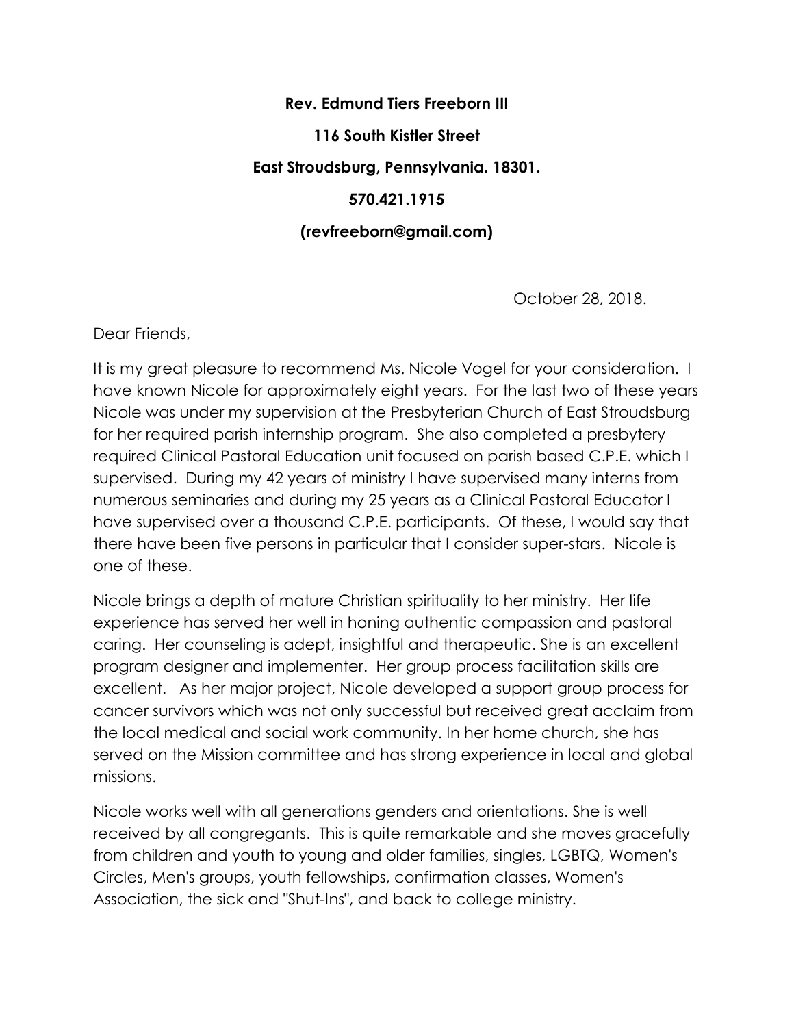**Rev. Edmund Tiers Freeborn III**

**116 South Kistler Street**

**East Stroudsburg, Pennsylvania. 18301.**

**570.421.1915**

**(revfreeborn@gmail.com)**

October 28, 2018.

Dear Friends,

It is my great pleasure to recommend Ms. Nicole Vogel for your consideration. I have known Nicole for approximately eight years. For the last two of these years Nicole was under my supervision at the Presbyterian Church of East Stroudsburg for her required parish internship program. She also completed a presbytery required Clinical Pastoral Education unit focused on parish based C.P.E. which I supervised. During my 42 years of ministry I have supervised many interns from numerous seminaries and during my 25 years as a Clinical Pastoral Educator I have supervised over a thousand C.P.E. participants. Of these, I would say that there have been five persons in particular that I consider super-stars. Nicole is one of these.

Nicole brings a depth of mature Christian spirituality to her ministry. Her life experience has served her well in honing authentic compassion and pastoral caring. Her counseling is adept, insightful and therapeutic. She is an excellent program designer and implementer. Her group process facilitation skills are excellent. As her major project, Nicole developed a support group process for cancer survivors which was not only successful but received great acclaim from the local medical and social work community. In her home church, she has served on the Mission committee and has strong experience in local and global missions.

Nicole works well with all generations genders and orientations. She is well received by all congregants. This is quite remarkable and she moves gracefully from children and youth to young and older families, singles, LGBTQ, Women's Circles, Men's groups, youth fellowships, confirmation classes, Women's Association, the sick and "Shut-Ins", and back to college ministry.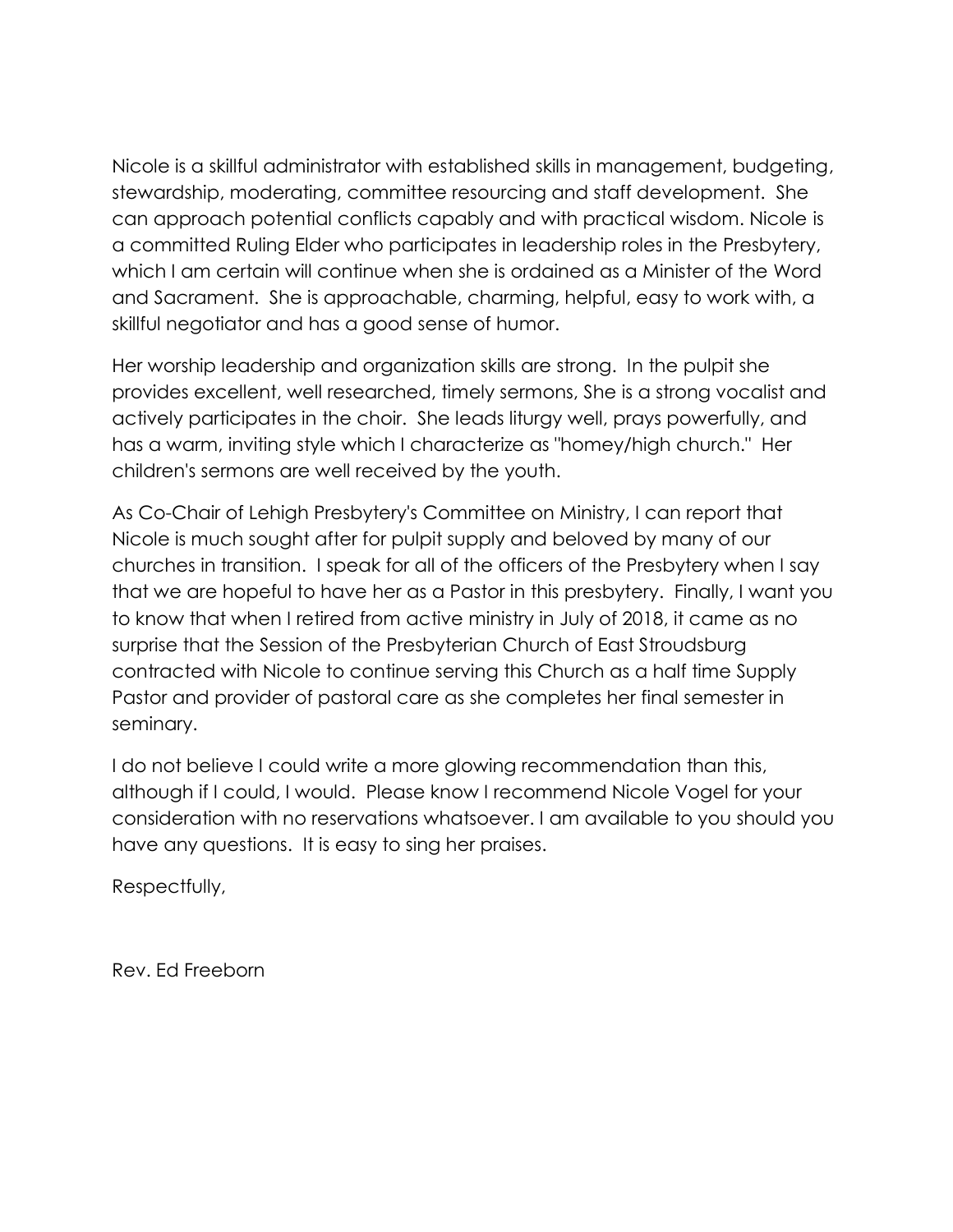Nicole is a skillful administrator with established skills in management, budgeting, stewardship, moderating, committee resourcing and staff development. She can approach potential conflicts capably and with practical wisdom. Nicole is a committed Ruling Elder who participates in leadership roles in the Presbytery, which I am certain will continue when she is ordained as a Minister of the Word and Sacrament. She is approachable, charming, helpful, easy to work with, a skillful negotiator and has a good sense of humor.

Her worship leadership and organization skills are strong. In the pulpit she provides excellent, well researched, timely sermons, She is a strong vocalist and actively participates in the choir. She leads liturgy well, prays powerfully, and has a warm, inviting style which I characterize as "homey/high church." Her children's sermons are well received by the youth.

As Co-Chair of Lehigh Presbytery's Committee on Ministry, I can report that Nicole is much sought after for pulpit supply and beloved by many of our churches in transition. I speak for all of the officers of the Presbytery when I say that we are hopeful to have her as a Pastor in this presbytery. Finally, I want you to know that when I retired from active ministry in July of 2018, it came as no surprise that the Session of the Presbyterian Church of East Stroudsburg contracted with Nicole to continue serving this Church as a half time Supply Pastor and provider of pastoral care as she completes her final semester in seminary.

I do not believe I could write a more glowing recommendation than this, although if I could, I would. Please know I recommend Nicole Vogel for your consideration with no reservations whatsoever. I am available to you should you have any questions. It is easy to sing her praises.

Respectfully,

Rev. Ed Freeborn